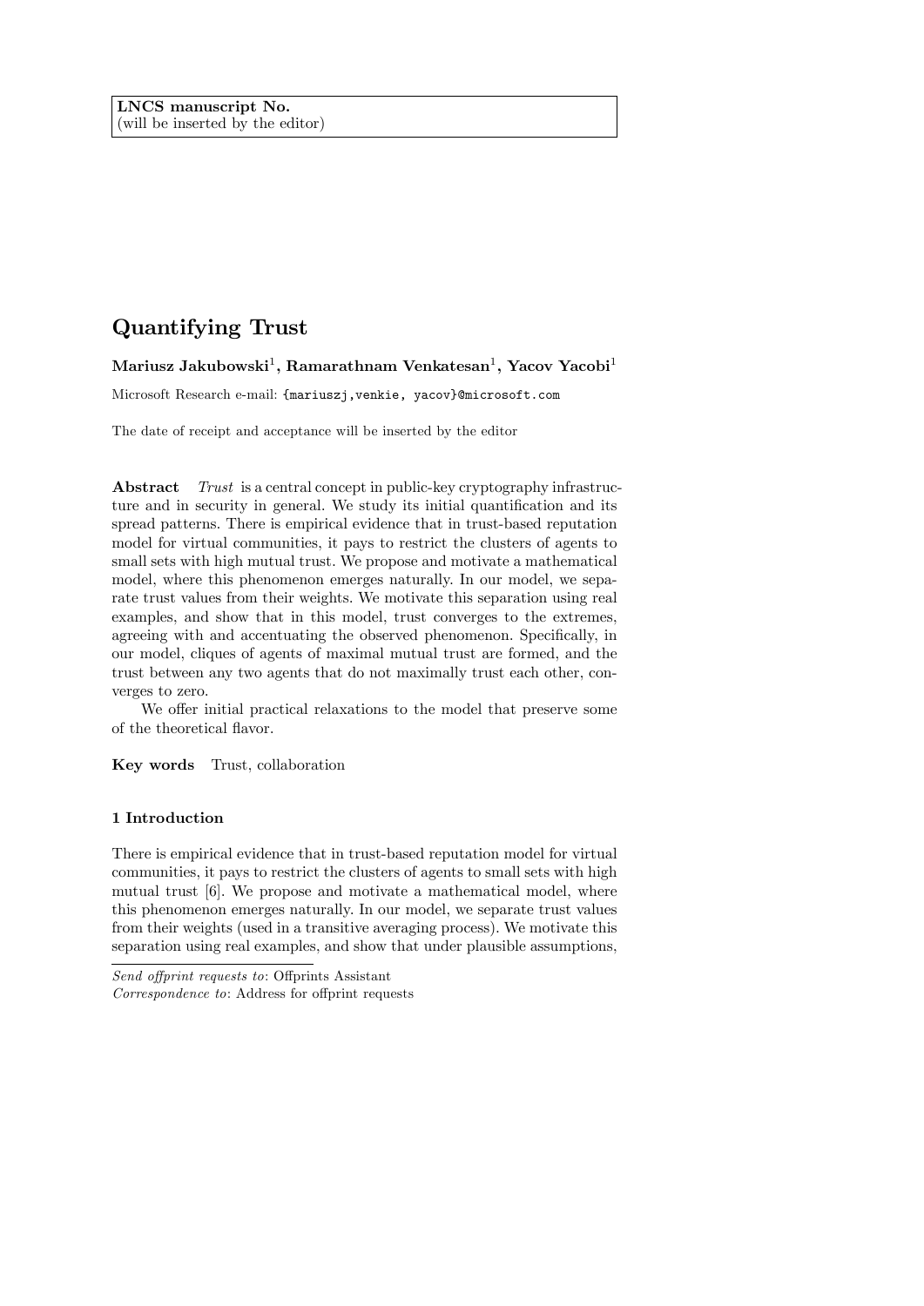LNCS manuscript No.
(will be inserted by the editor)

# Quantifying Trust

**Mariusz Jakubowski[1], Ramarathnam Venkatesan[1], Yacov Yacobi[1]**

Microsoft Research e-mail: {mariuszj,venkie, yacov}@microsoft.com

The date of receipt and acceptance will be inserted by the editor

**Abstract** *Trust* is a central concept in public-key cryptography infrastructure and in security in general. We study its initial quantification and its spread patterns. There is empirical evidence that in trust-based reputation model for virtual communities, it pays to restrict the clusters of agents to small sets with high mutual trust. We propose and motivate a mathematical model, where this phenomenon emerges naturally. In our model, we separate trust values from their weights. We motivate this separation using real examples, and show that in this model, trust converges to the extremes, agreeing with and accentuating the observed phenomenon. Specifically, in our model, cliques of agents of maximal mutual trust are formed, and the trust between any two agents that do not maximally trust each other, converges to zero.

We offer initial practical relaxations to the model that preserve some of the theoretical flavor.

**Key words** Trust, collaboration

## 1 Introduction

There is empirical evidence that in trust-based reputation model for virtual communities, it pays to restrict the clusters of agents to small sets with high mutual trust [6]. We propose and motivate a mathematical model, where this phenomenon emerges naturally. In our model, we separate trust values from their weights (used in a transitive averaging process). We motivate this separation using real examples, and show that under plausible assumptions,

*Send offprint requests to*: Offprints Assistant
*Correspondence to*: Address for offprint requests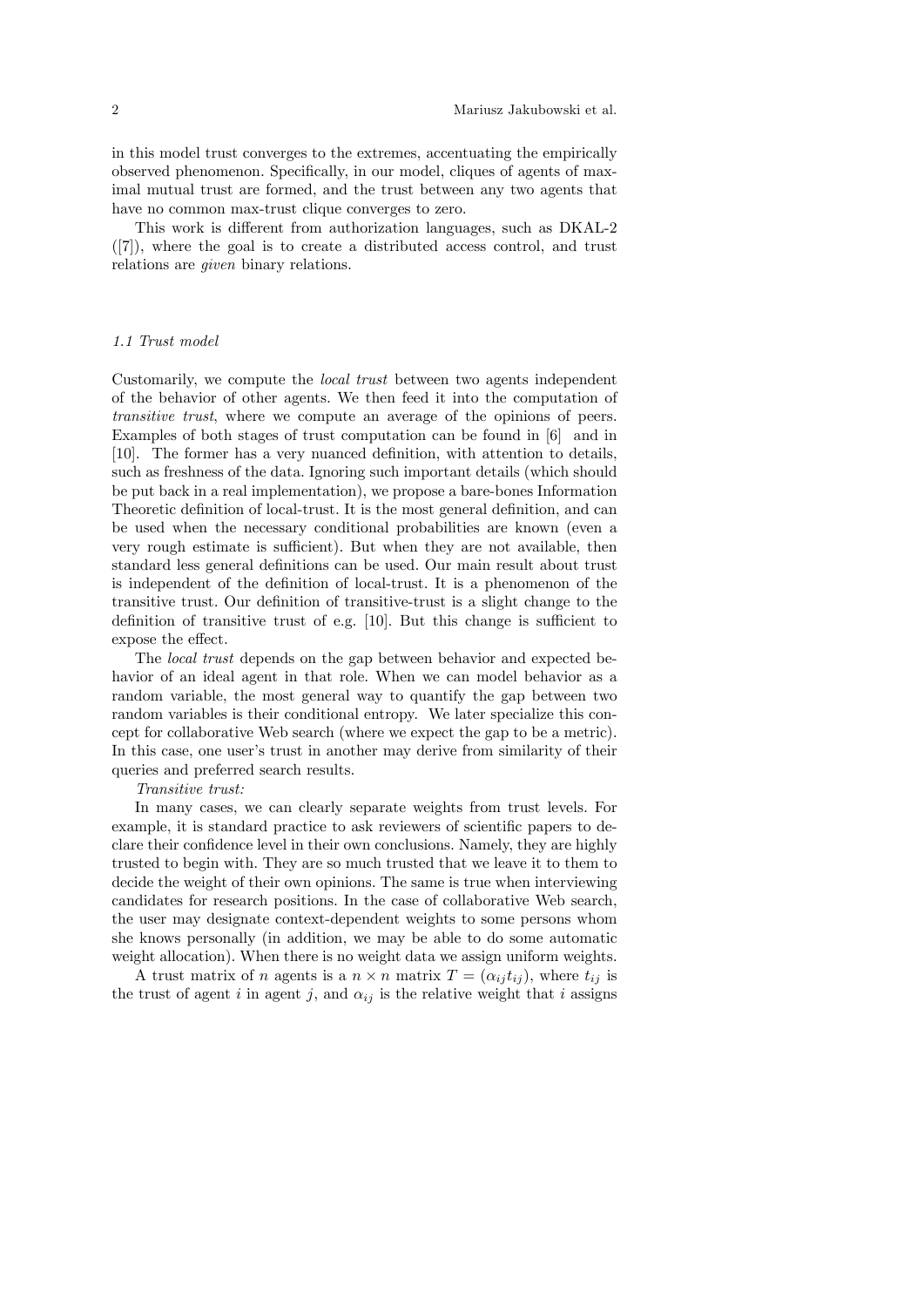in this model trust converges to the extremes, accentuating the empirically observed phenomenon. Specifically, in our model, cliques of agents of maximal mutual trust are formed, and the trust between any two agents that have no common max-trust clique converges to zero.

This work is different from authorization languages, such as DKAL-2 ([7]), where the goal is to create a distributed access control, and trust relations are *given* binary relations.

### 1.1 Trust model

Customarily, we compute the *local trust* between two agents independent of the behavior of other agents. We then feed it into the computation of *transitive trust*, where we compute an average of the opinions of peers. Examples of both stages of trust computation can be found in [6] and in [10]. The former has a very nuanced definition, with attention to details, such as freshness of the data. Ignoring such important details (which should be put back in a real implementation), we propose a bare-bones Information Theoretic definition of local-trust. It is the most general definition, and can be used when the necessary conditional probabilities are known (even a very rough estimate is sufficient). But when they are not available, then standard less general definitions can be used. Our main result about trust is independent of the definition of local-trust. It is a phenomenon of the transitive trust. Our definition of transitive-trust is a slight change to the definition of transitive trust of e.g. [10]. But this change is sufficient to expose the effect.

The *local trust* depends on the gap between behavior and expected behavior of an ideal agent in that role. When we can model behavior as a random variable, the most general way to quantify the gap between two random variables is their conditional entropy. We later specialize this concept for collaborative Web search (where we expect the gap to be a metric). In this case, one user's trust in another may derive from similarity of their queries and preferred search results.

*Transitive trust:*

In many cases, we can clearly separate weights from trust levels. For example, it is standard practice to ask reviewers of scientific papers to declare their confidence level in their own conclusions. Namely, they are highly trusted to begin with. They are so much trusted that we leave it to them to decide the weight of their own opinions. The same is true when interviewing candidates for research positions. In the case of collaborative Web search, the user may designate context-dependent weights to some persons whom she knows personally (in addition, we may be able to do some automatic weight allocation). When there is no weight data we assign uniform weights.

A trust matrix of $n$ agents is a $n \times n$ matrix $T = (\alpha_{ij} t_{ij})$, where $t_{ij}$ is the trust of agent $i$ in agent $j$, and $\alpha_{ij}$ is the relative weight that $i$ assigns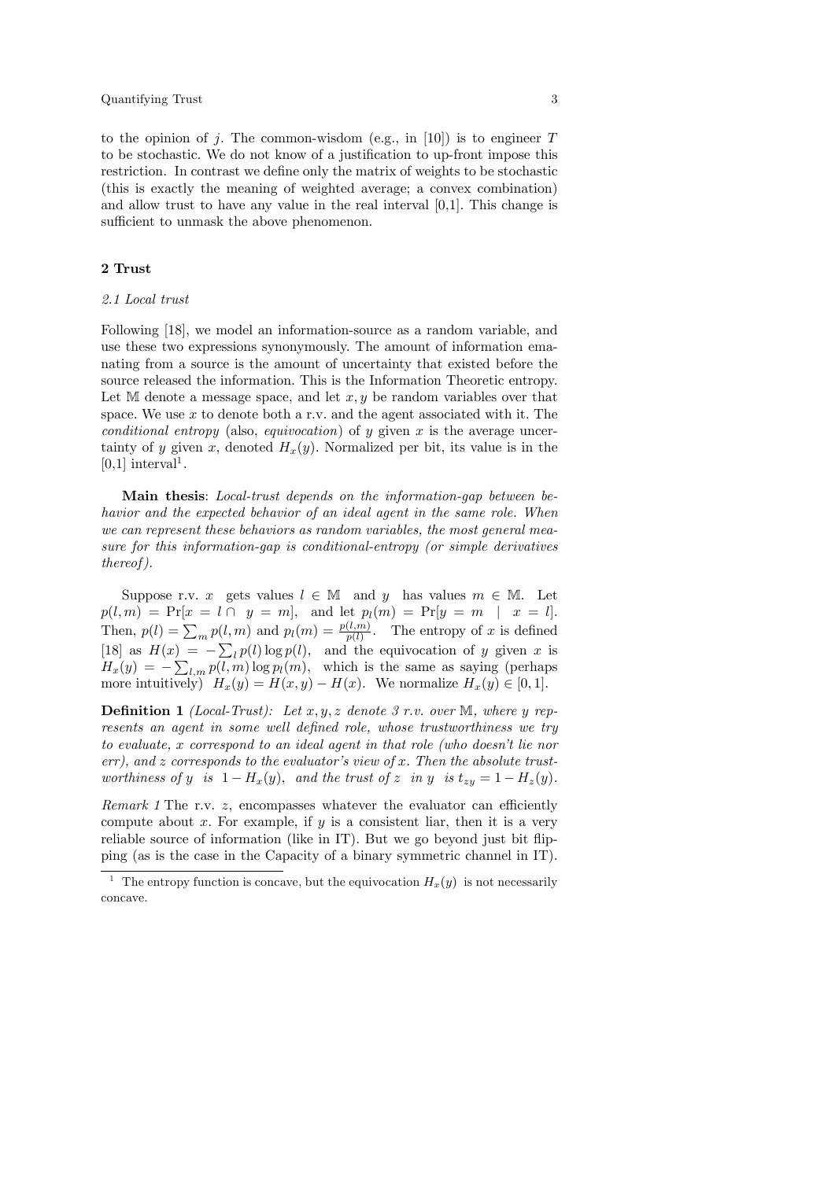to the opinion of $j$. The common-wisdom (e.g., in [10]) is to engineer $T$ to be stochastic. We do not know of a justification to up-front impose this restriction. In contrast we define only the matrix of weights to be stochastic (this is exactly the meaning of weighted average; a convex combination) and allow trust to have any value in the real interval [0,1]. This change is sufficient to unmask the above phenomenon.

## 2 Trust

### 2.1 Local trust

Following [18], we model an information-source as a random variable, and use these two expressions synonymously. The amount of information emanating from a source is the amount of uncertainty that existed before the source released the information. This is the Information Theoretic entropy. Let $\mathbb{M}$ denote a message space, and let $x, y$ be random variables over that space. We use $x$ to denote both a r.v. and the agent associated with it. The *conditional entropy* (also, *equivocation*) of $y$ given $x$ is the average uncertainty of $y$ given $x$, denoted $H_x(y)$. Normalized per bit, its value is in the [0,1] interval[1].

**Main thesis**: *Local-trust depends on the information-gap between behavior and the expected behavior of an ideal agent in the same role. When we can represent these behaviors as random variables, the most general measure for this information-gap is conditional-entropy (or simple derivatives thereof).*

Suppose r.v. $x$ gets values $l \in \mathbb{M}$ and $y$ has values $m \in \mathbb{M}$. Let $p(l,m) = \Pr[x = l \cap \ y = m]$, and let $p_l(m) = \Pr[y = m \ \mid \ x = l]$. Then, $p(l) = \sum_m p(l,m)$ and $p_l(m) = \frac{p(l,m)}{p(l)}$. The entropy of $x$ is defined [18] as $H(x) = -\sum_l p(l) \log p(l)$, and the equivocation of $y$ given $x$ is $H_x(y) = -\sum_{l,m} p(l,m) \log p_l(m)$, which is the same as saying (perhaps more intuitively) $H_x(y) = H(x,y) - H(x)$. We normalize $H_x(y) \in [0,1]$.

**Definition 1** *(Local-Trust): Let $x, y, z$ denote 3 r.v. over $\mathbb{M}$, where $y$ represents an agent in some well defined role, whose trustworthiness we try to evaluate, $x$ correspond to an ideal agent in that role (who doesn't lie nor err), and $z$ corresponds to the evaluator's view of $x$. Then the absolute trustworthiness of $y$ is $1 - H_x(y)$, and the trust of $z$ in $y$ is $t_{zy} = 1 - H_z(y)$.*

*Remark 1* The r.v. $z$, encompasses whatever the evaluator can efficiently compute about $x$. For example, if $y$ is a consistent liar, then it is a very reliable source of information (like in IT). But we go beyond just bit flipping (as is the case in the Capacity of a binary symmetric channel in IT).

[1] The entropy function is concave, but the equivocation $H_x(y)$ is not necessarily concave.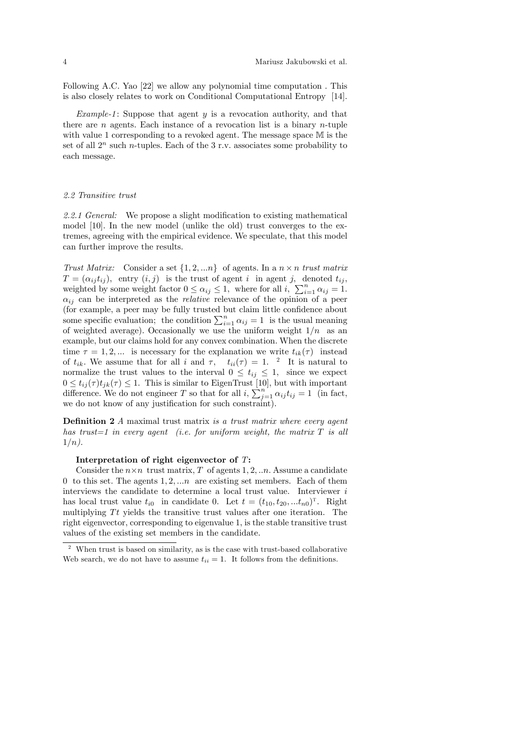Following A.C. Yao [22] we allow any polynomial time computation . This is also closely relates to work on Conditional Computational Entropy [14].

*Example-1*: Suppose that agent $y$ is a revocation authority, and that there are $n$ agents. Each instance of a revocation list is a binary $n$-tuple with value 1 corresponding to a revoked agent. The message space $\mathbb{M}$ is the set of all $2^n$ such $n$-tuples. Each of the 3 r.v. associates some probability to each message.

### *2.2 Transitive trust*

*2.2.1 General:* We propose a slight modification to existing mathematical model [10]. In the new model (unlike the old) trust converges to the extremes, agreeing with the empirical evidence. We speculate, that this model can further improve the results.

*Trust Matrix:* Consider a set $\{1, 2, ...n\}$ of agents. In a $n \times n$ *trust matrix* $T = (\alpha_{ij} t_{ij})$, entry $(i, j)$ is the trust of agent $i$ in agent $j$, denoted $t_{ij}$, weighted by some weight factor $0 \leq \alpha_{ij} \leq 1$, where for all $i$, $\sum_{i=1}^{n} \alpha_{ij} = 1$. $\alpha_{ij}$ can be interpreted as the *relative* relevance of the opinion of a peer (for example, a peer may be fully trusted but claim little confidence about some specific evaluation; the condition $\sum_{i=1}^{n} \alpha_{ij} = 1$ is the usual meaning of weighted average). Occasionally we use the uniform weight $1/n$ as an example, but our claims hold for any convex combination. When the discrete time $\tau = 1, 2, ...$ is necessary for the explanation we write $t_{ik}(\tau)$ instead of $t_{ik}$. We assume that for all $i$ and $\tau$, $t_{ii}(\tau) = 1$. [2] It is natural to normalize the trust values to the interval $0 \leq t_{ij} \leq 1$, since we expect $0 \leq t_{ij}(\tau) t_{jk}(\tau) \leq 1$. This is similar to EigenTrust [10], but with important difference. We do not engineer $T$ so that for all $i$, $\sum_{j=1}^{n} \alpha_{ij} t_{ij} = 1$ (in fact, we do not know of any justification for such constraint).

**Definition 2** *A* maximal trust matrix *is a trust matrix where every agent has trust=1 in every agent (i.e. for uniform weight, the matrix $T$ is all $1/n$).*

**Interpretation of right eigenvector of $T$:**

Consider the $n \times n$ trust matrix, $T$ of agents $1, 2, ..n$. Assume a candidate 0 to this set. The agents $1, 2, ...n$ are existing set members. Each of them interviews the candidate to determine a local trust value. Interviewer $i$ has local trust value $t_{i0}$ in candidate 0. Let $t = (t_{10}, t_{20}, ...t_{n0})^{\mathrm{T}}$. Right multiplying $Tt$ yields the transitive trust values after one iteration. The right eigenvector, corresponding to eigenvalue 1, is the stable transitive trust values of the existing set members in the candidate.

---

[2] When trust is based on similarity, as is the case with trust-based collaborative Web search, we do not have to assume $t_{ii} = 1$. It follows from the definitions.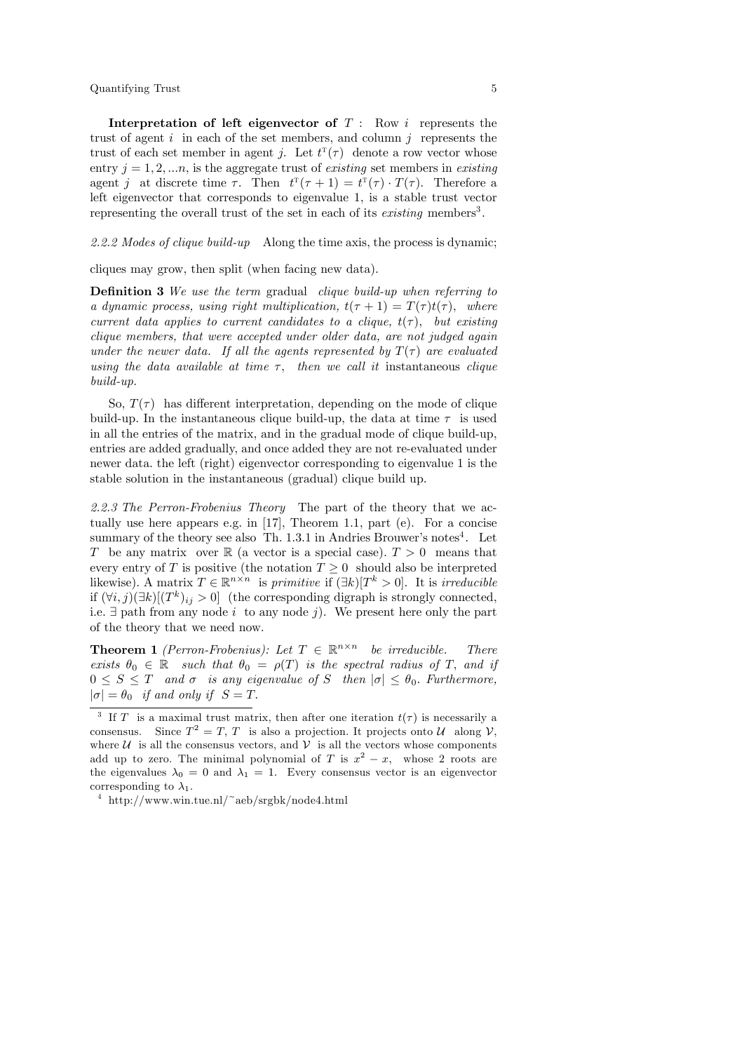**Interpretation of left eigenvector of** $T$ **:** Row $i$ represents the trust of agent $i$ in each of the set members, and column $j$ represents the trust of each set member in agent $j$. Let $t^{\mathrm{T}}(\tau)$ denote a row vector whose entry $j = 1, 2, ...n$, is the aggregate trust of *existing* set members in *existing* agent $j$ at discrete time $\tau$. Then $t^{\mathrm{T}}(\tau + 1) = t^{\mathrm{T}}(\tau) \cdot T(\tau)$. Therefore a left eigenvector that corresponds to eigenvalue 1, is a stable trust vector representing the overall trust of the set in each of its *existing* members[3].

*2.2.2 Modes of clique build-up* Along the time axis, the process is dynamic; cliques may grow, then split (when facing new data).

**Definition 3** *We use the term* gradual *clique build-up when referring to a dynamic process, using right multiplication,* $t(\tau + 1) = T(\tau)t(\tau)$, *where current data applies to current candidates to a clique,* $t(\tau)$, *but existing clique members, that were accepted under older data, are not judged again under the newer data. If all the agents represented by* $T(\tau)$ *are evaluated using the data available at time* $\tau$, *then we call it* instantaneous *clique build-up.*

So, $T(\tau)$ has different interpretation, depending on the mode of clique build-up. In the instantaneous clique build-up, the data at time $\tau$ is used in all the entries of the matrix, and in the gradual mode of clique build-up, entries are added gradually, and once added they are not re-evaluated under newer data. the left (right) eigenvector corresponding to eigenvalue 1 is the stable solution in the instantaneous (gradual) clique build up.

*2.2.3 The Perron-Frobenius Theory* The part of the theory that we actually use here appears e.g. in [17], Theorem 1.1, part (e). For a concise summary of the theory see also Th. 1.3.1 in Andries Brouwer's notes[4]. Let $T$ be any matrix over $\mathbb{R}$ (a vector is a special case). $T > 0$ means that every entry of $T$ is positive (the notation $T \geq 0$ should also be interpreted likewise). A matrix $T \in \mathbb{R}^{n \times n}$ is *primitive* if $(\exists k)[T^k > 0]$. It is *irreducible* if $(\forall i, j)(\exists k)[(T^k)_{ij} > 0]$ (the corresponding digraph is strongly connected, i.e. $\exists$ path from any node $i$ to any node $j$). We present here only the part of the theory that we need now.

**Theorem 1** *(Perron-Frobenius): Let* $T \in \mathbb{R}^{n \times n}$ *be irreducible. There exists* $\theta_0 \in \mathbb{R}$ *such that* $\theta_0 = \rho(T)$ *is the spectral radius of* $T$, *and if* $0 \leq S \leq T$ *and* $\sigma$ *is any eigenvalue of* $S$ *then* $|\sigma| \leq \theta_0$. *Furthermore,* $|\sigma| = \theta_0$ *if and only if* $S = T$.

---

[3] If $T$ is a maximal trust matrix, then after one iteration $t(\tau)$ is necessarily a consensus. Since $T^2 = T$, $T$ is also a projection. It projects onto $\mathcal{U}$ along $\mathcal{V}$, where $\mathcal{U}$ is all the consensus vectors, and $\mathcal{V}$ is all the vectors whose components add up to zero. The minimal polynomial of $T$ is $x^2 - x$, whose 2 roots are the eigenvalues $\lambda_0 = 0$ and $\lambda_1 = 1$. Every consensus vector is an eigenvector corresponding to $\lambda_1$.

[4] http://www.win.tue.nl/~aeb/srgbk/node4.html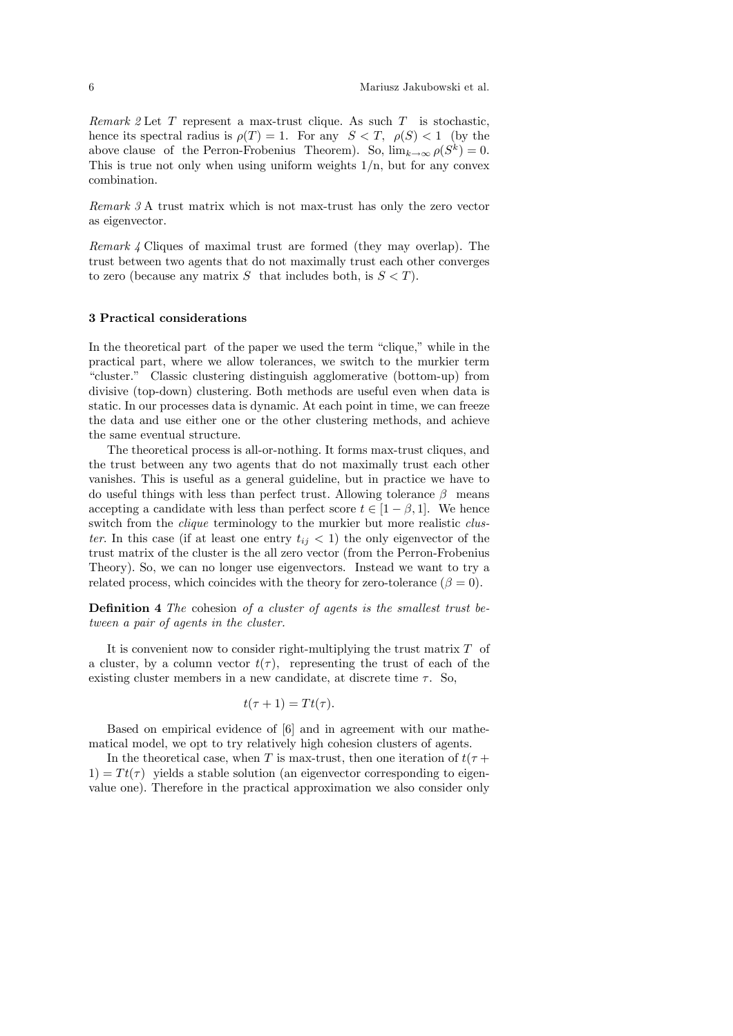*Remark 2* Let $T$ represent a max-trust clique. As such $T$ is stochastic, hence its spectral radius is $\rho(T) = 1$. For any $S < T$, $\rho(S) < 1$ (by the above clause of the Perron-Frobenius Theorem). So, $\lim_{k\to\infty} \rho(S^k) = 0$. This is true not only when using uniform weights 1/n, but for any convex combination.

*Remark 3* A trust matrix which is not max-trust has only the zero vector as eigenvector.

*Remark 4* Cliques of maximal trust are formed (they may overlap). The trust between two agents that do not maximally trust each other converges to zero (because any matrix $S$ that includes both, is $S < T$).

### 3 Practical considerations

In the theoretical part of the paper we used the term "clique," while in the practical part, where we allow tolerances, we switch to the murkier term "cluster." Classic clustering distinguish agglomerative (bottom-up) from divisive (top-down) clustering. Both methods are useful even when data is static. In our processes data is dynamic. At each point in time, we can freeze the data and use either one or the other clustering methods, and achieve the same eventual structure.

The theoretical process is all-or-nothing. It forms max-trust cliques, and the trust between any two agents that do not maximally trust each other vanishes. This is useful as a general guideline, but in practice we have to do useful things with less than perfect trust. Allowing tolerance $\beta$ means accepting a candidate with less than perfect score $t \in [1-\beta, 1]$. We hence switch from the *clique* terminology to the murkier but more realistic *cluster*. In this case (if at least one entry $t_{ij} < 1$) the only eigenvector of the trust matrix of the cluster is the all zero vector (from the Perron-Frobenius Theory). So, we can no longer use eigenvectors. Instead we want to try a related process, which coincides with the theory for zero-tolerance ($\beta = 0$).

**Definition 4** *The* cohesion *of a cluster of agents is the smallest trust between a pair of agents in the cluster.*

It is convenient now to consider right-multiplying the trust matrix $T$ of a cluster, by a column vector $t(\tau)$, representing the trust of each of the existing cluster members in a new candidate, at discrete time $\tau$. So,

$$t(\tau + 1) = Tt(\tau).$$

Based on empirical evidence of [6] and in agreement with our mathematical model, we opt to try relatively high cohesion clusters of agents.

In the theoretical case, when $T$ is max-trust, then one iteration of $t(\tau + 1) = Tt(\tau)$ yields a stable solution (an eigenvector corresponding to eigenvalue one). Therefore in the practical approximation we also consider only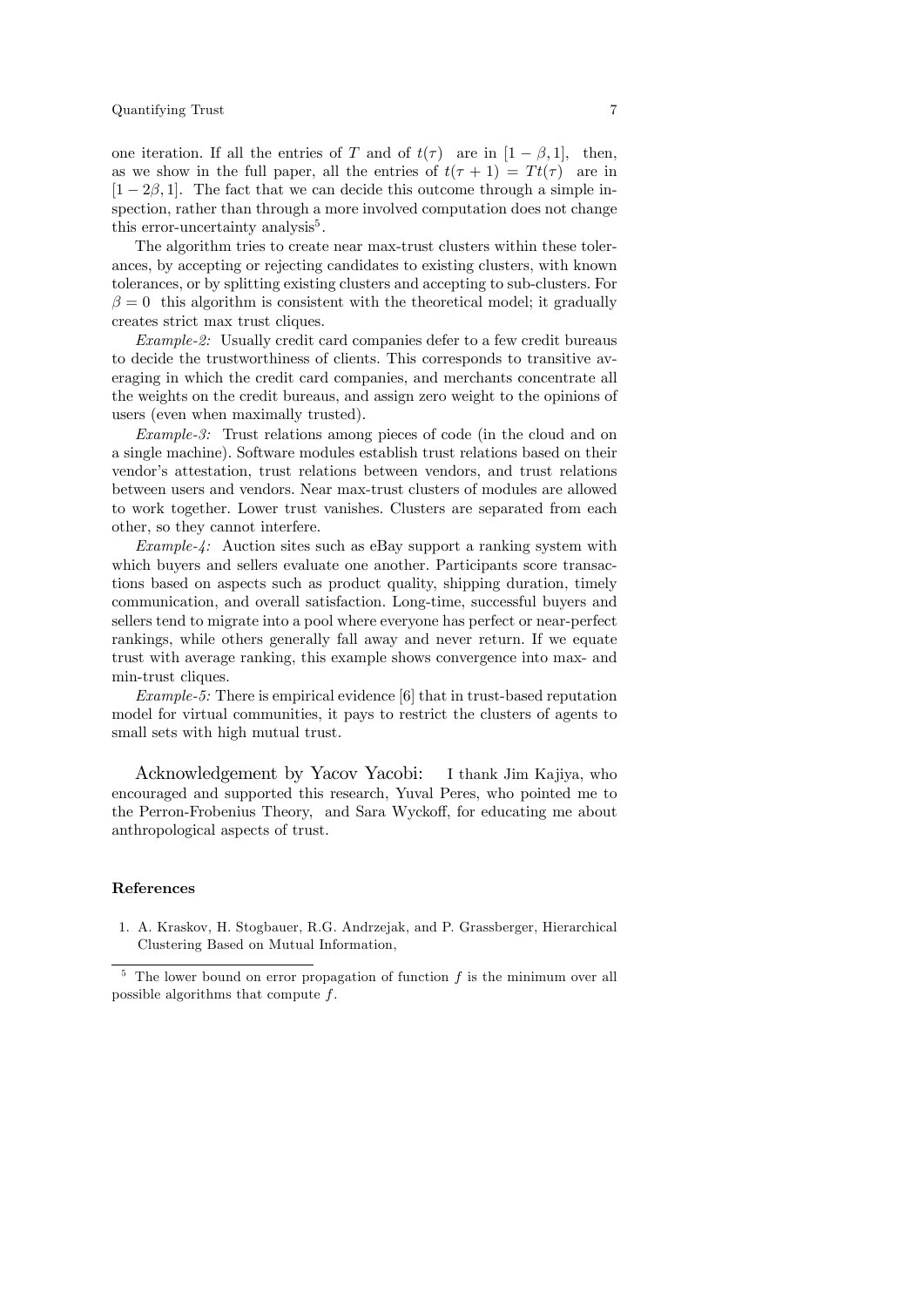one iteration. If all the entries of $T$ and of $t(\tau)$ are in $[1-\beta, 1]$, then, as we show in the full paper, all the entries of $t(\tau+1) = Tt(\tau)$ are in $[1-2\beta, 1]$. The fact that we can decide this outcome through a simple inspection, rather than through a more involved computation does not change this error-uncertainty analysis[5].

The algorithm tries to create near max-trust clusters within these tolerances, by accepting or rejecting candidates to existing clusters, with known tolerances, or by splitting existing clusters and accepting to sub-clusters. For $\beta = 0$ this algorithm is consistent with the theoretical model; it gradually creates strict max trust cliques.

*Example-2:* Usually credit card companies defer to a few credit bureaus to decide the trustworthiness of clients. This corresponds to transitive averaging in which the credit card companies, and merchants concentrate all the weights on the credit bureaus, and assign zero weight to the opinions of users (even when maximally trusted).

*Example-3:* Trust relations among pieces of code (in the cloud and on a single machine). Software modules establish trust relations based on their vendor's attestation, trust relations between vendors, and trust relations between users and vendors. Near max-trust clusters of modules are allowed to work together. Lower trust vanishes. Clusters are separated from each other, so they cannot interfere.

*Example-4:* Auction sites such as eBay support a ranking system with which buyers and sellers evaluate one another. Participants score transactions based on aspects such as product quality, shipping duration, timely communication, and overall satisfaction. Long-time, successful buyers and sellers tend to migrate into a pool where everyone has perfect or near-perfect rankings, while others generally fall away and never return. If we equate trust with average ranking, this example shows convergence into max- and min-trust cliques.

*Example-5:* There is empirical evidence [6] that in trust-based reputation model for virtual communities, it pays to restrict the clusters of agents to small sets with high mutual trust.

## Acknowledgement by Yacov Yacobi:

I thank Jim Kajiya, who encouraged and supported this research, Yuval Peres, who pointed me to the Perron-Frobenius Theory, and Sara Wyckoff, for educating me about anthropological aspects of trust.

## References

1. A. Kraskov, H. Stogbauer, R.G. Andrzejak, and P. Grassberger, Hierarchical Clustering Based on Mutual Information,

---

[5] The lower bound on error propagation of function $f$ is the minimum over all possible algorithms that compute $f$.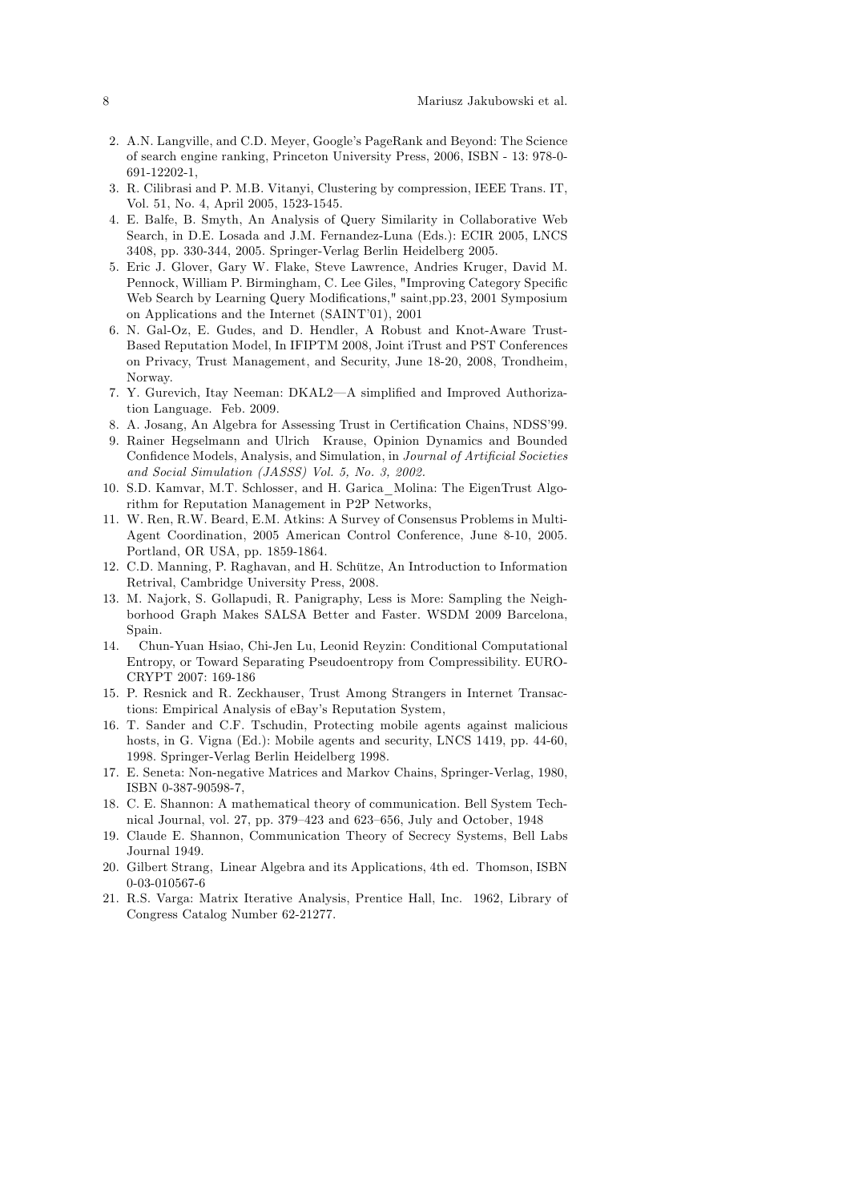2. A.N. Langville, and C.D. Meyer, Google's PageRank and Beyond: The Science of search engine ranking, Princeton University Press, 2006, ISBN - 13: 978-0-691-12202-1,
3. R. Cilibrasi and P. M.B. Vitanyi, Clustering by compression, IEEE Trans. IT, Vol. 51, No. 4, April 2005, 1523-1545.
4. E. Balfe, B. Smyth, An Analysis of Query Similarity in Collaborative Web Search, in D.E. Losada and J.M. Fernandez-Luna (Eds.): ECIR 2005, LNCS 3408, pp. 330-344, 2005. Springer-Verlag Berlin Heidelberg 2005.
5. Eric J. Glover, Gary W. Flake, Steve Lawrence, Andries Kruger, David M. Pennock, William P. Birmingham, C. Lee Giles, "Improving Category Specific Web Search by Learning Query Modifications," saint,pp.23, 2001 Symposium on Applications and the Internet (SAINT'01), 2001
6. N. Gal-Oz, E. Gudes, and D. Hendler, A Robust and Knot-Aware Trust-Based Reputation Model, In IFIPTM 2008, Joint iTrust and PST Conferences on Privacy, Trust Management, and Security, June 18-20, 2008, Trondheim, Norway.
7. Y. Gurevich, Itay Neeman: DKAL2—A simplified and Improved Authorization Language. Feb. 2009.
8. A. Josang, An Algebra for Assessing Trust in Certification Chains, NDSS'99.
9. Rainer Hegselmann and Ulrich Krause, Opinion Dynamics and Bounded Confidence Models, Analysis, and Simulation, in *Journal of Artificial Societies and Social Simulation (JASSS) Vol. 5, No. 3, 2002.*
10. S.D. Kamvar, M.T. Schlosser, and H. Garica_Molina: The EigenTrust Algorithm for Reputation Management in P2P Networks,
11. W. Ren, R.W. Beard, E.M. Atkins: A Survey of Consensus Problems in Multi-Agent Coordination, 2005 American Control Conference, June 8-10, 2005. Portland, OR USA, pp. 1859-1864.
12. C.D. Manning, P. Raghavan, and H. Schütze, An Introduction to Information Retrival, Cambridge University Press, 2008.
13. M. Najork, S. Gollapudi, R. Panigraphy, Less is More: Sampling the Neighborhood Graph Makes SALSA Better and Faster. WSDM 2009 Barcelona, Spain.
14. Chun-Yuan Hsiao, Chi-Jen Lu, Leonid Reyzin: Conditional Computational Entropy, or Toward Separating Pseudoentropy from Compressibility. EUROCRYPT 2007: 169-186
15. P. Resnick and R. Zeckhauser, Trust Among Strangers in Internet Transactions: Empirical Analysis of eBay's Reputation System,
16. T. Sander and C.F. Tschudin, Protecting mobile agents against malicious hosts, in G. Vigna (Ed.): Mobile agents and security, LNCS 1419, pp. 44-60, 1998. Springer-Verlag Berlin Heidelberg 1998.
17. E. Seneta: Non-negative Matrices and Markov Chains, Springer-Verlag, 1980, ISBN 0-387-90598-7,
18. C. E. Shannon: A mathematical theory of communication. Bell System Technical Journal, vol. 27, pp. 379–423 and 623–656, July and October, 1948
19. Claude E. Shannon, Communication Theory of Secrecy Systems, Bell Labs Journal 1949.
20. Gilbert Strang, Linear Algebra and its Applications, 4th ed. Thomson, ISBN 0-03-010567-6
21. R.S. Varga: Matrix Iterative Analysis, Prentice Hall, Inc. 1962, Library of Congress Catalog Number 62-21277.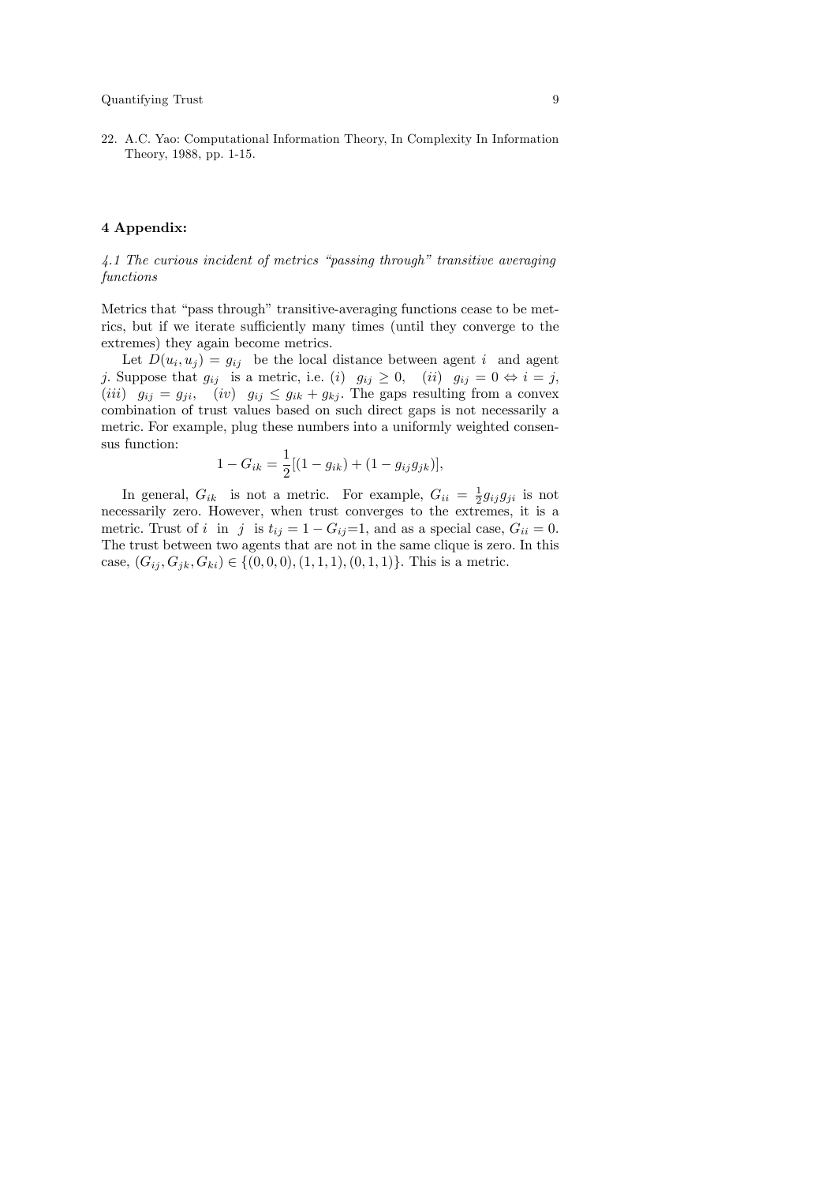22. A.C. Yao: Computational Information Theory, In Complexity In Information Theory, 1988, pp. 1-15.

## 4 Appendix:

### *4.1 The curious incident of metrics "passing through" transitive averaging functions*

Metrics that "pass through" transitive-averaging functions cease to be metrics, but if we iterate sufficiently many times (until they converge to the extremes) they again become metrics.

Let $D(u_i, u_j) = g_{ij}$ be the local distance between agent $i$ and agent $j$. Suppose that $g_{ij}$ is a metric, i.e. $(i)$ $g_{ij} \geq 0$, $(ii)$ $g_{ij} = 0 \Leftrightarrow i = j$, $(iii)$ $g_{ij} = g_{ji}$, $(iv)$ $g_{ij} \leq g_{ik} + g_{kj}$. The gaps resulting from a convex combination of trust values based on such direct gaps is not necessarily a metric. For example, plug these numbers into a uniformly weighted consensus function:

$$1 - G_{ik} = \frac{1}{2}[(1 - g_{ik}) + (1 - g_{ij} g_{jk})],$$

In general, $G_{ik}$ is not a metric. For example, $G_{ii} = \frac{1}{2} g_{ij} g_{ji}$ is not necessarily zero. However, when trust converges to the extremes, it is a metric. Trust of $i$ in $j$ is $t_{ij} = 1 - G_{ij}$=1, and as a special case, $G_{ii} = 0$. The trust between two agents that are not in the same clique is zero. In this case, $(G_{ij}, G_{jk}, G_{ki}) \in \{(0,0,0), (1,1,1), (0,1,1)\}$. This is a metric.